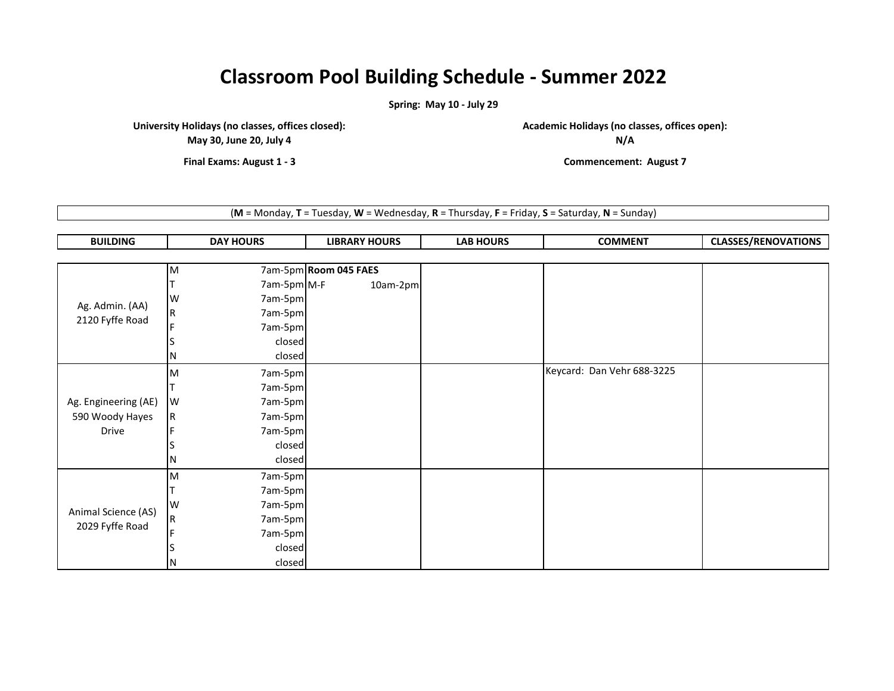# Classroom Pool Building Schedule - Summer 2022

**Spring: May 10 - July 29**

**University Holidays (no classes, offices closed):**
**May 30, June 20, July 4**

**Academic Holidays (no classes, offices open):**
**N/A**

**Final Exams: August 1 - 3**

**Commencement: August 7**

(**M** = Monday, **T** = Tuesday, **W** = Wednesday, **R** = Thursday, **F** = Friday, **S** = Saturday, **N** = Sunday)

| BUILDING | DAY HOURS | | LIBRARY HOURS | | LAB HOURS | COMMENT | CLASSES/RENOVATIONS |
|---|---|---|---|---|---|---|---|
| Ag. Admin. (AA) 2120 Fyffe Road | M | 7am-5pm | **Room 045 FAES** | | | | |
| | T | 7am-5pm | M-F | 10am-2pm | | | |
| | W | 7am-5pm | | | | | |
| | R | 7am-5pm | | | | | |
| | F | 7am-5pm | | | | | |
| | S | closed | | | | | |
| | N | closed | | | | | |
| Ag. Engineering (AE) 590 Woody Hayes Drive | M | 7am-5pm | | | | Keycard: Dan Vehr 688-3225 | |
| | T | 7am-5pm | | | | | |
| | W | 7am-5pm | | | | | |
| | R | 7am-5pm | | | | | |
| | F | 7am-5pm | | | | | |
| | S | closed | | | | | |
| | N | closed | | | | | |
| Animal Science (AS) 2029 Fyffe Road | M | 7am-5pm | | | | | |
| | T | 7am-5pm | | | | | |
| | W | 7am-5pm | | | | | |
| | R | 7am-5pm | | | | | |
| | F | 7am-5pm | | | | | |
| | S | closed | | | | | |
| | N | closed | | | | | |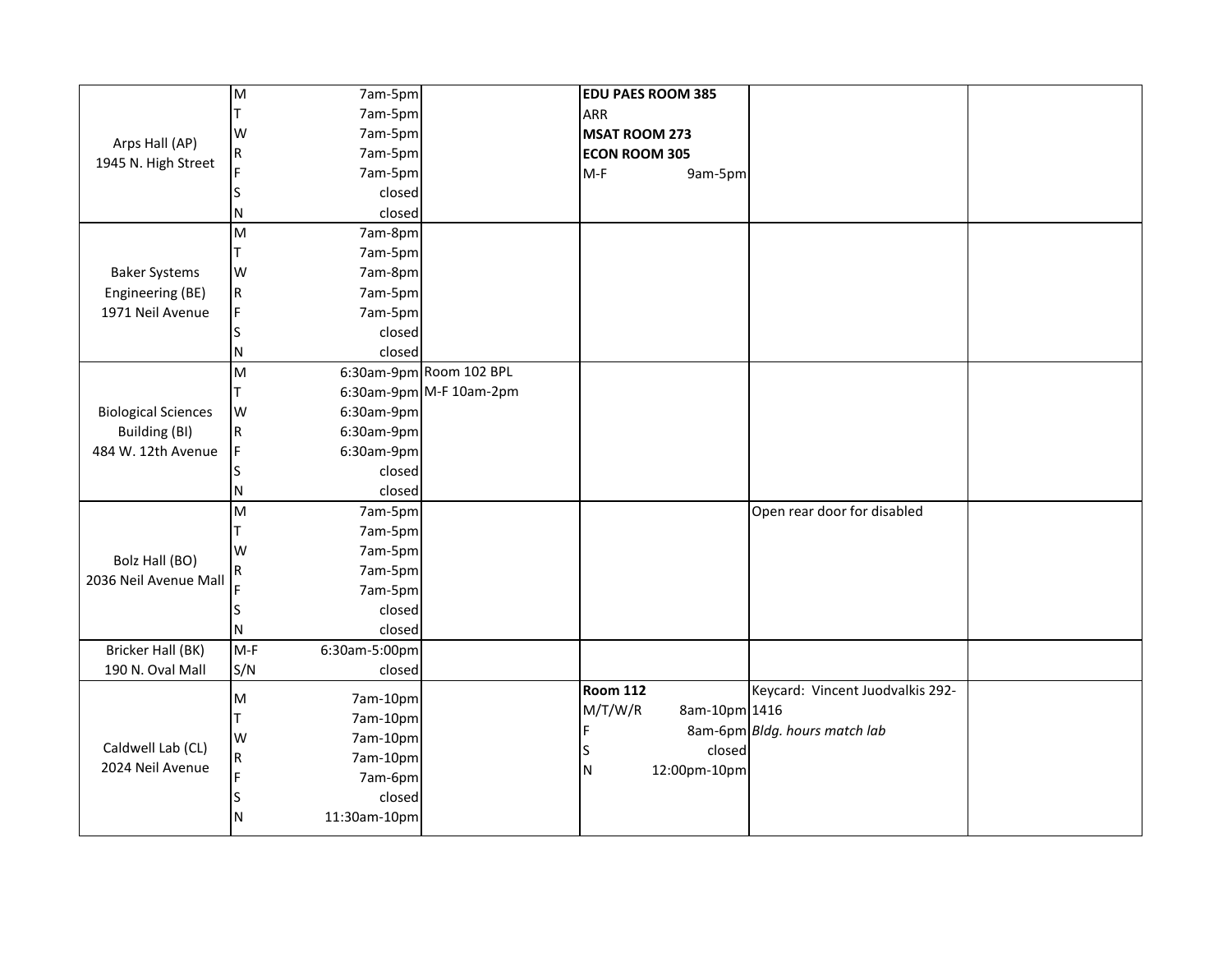| Building | Day | Hours | | | | |
|---|---|---|---|---|---|---|
| Arps Hall (AP)<br>1945 N. High Street | M | 7am-5pm | | **EDU PAES ROOM 385** | | |
| | T | 7am-5pm | | ARR | | |
| | W | 7am-5pm | | **MSAT ROOM 273** | | |
| | R | 7am-5pm | | **ECON ROOM 305** | | |
| | F | 7am-5pm | | M-F 9am-5pm | | |
| | S | closed | | | | |
| | N | closed | | | | |
| Baker Systems Engineering (BE)<br>1971 Neil Avenue | M | 7am-8pm | | | | |
| | T | 7am-5pm | | | | |
| | W | 7am-8pm | | | | |
| | R | 7am-5pm | | | | |
| | F | 7am-5pm | | | | |
| | S | closed | | | | |
| | N | closed | | | | |
| Biological Sciences Building (BI)<br>484 W. 12th Avenue | M | 6:30am-9pm | Room 102 BPL | | | |
| | T | 6:30am-9pm | M-F 10am-2pm | | | |
| | W | 6:30am-9pm | | | | |
| | R | 6:30am-9pm | | | | |
| | F | 6:30am-9pm | | | | |
| | S | closed | | | | |
| | N | closed | | | | |
| Bolz Hall (BO)<br>2036 Neil Avenue Mall | M | 7am-5pm | | | Open rear door for disabled | |
| | T | 7am-5pm | | | | |
| | W | 7am-5pm | | | | |
| | R | 7am-5pm | | | | |
| | F | 7am-5pm | | | | |
| | S | closed | | | | |
| | N | closed | | | | |
| Bricker Hall (BK)<br>190 N. Oval Mall | M-F | 6:30am-5:00pm | | | | |
| | S/N | closed | | | | |
| Caldwell Lab (CL)<br>2024 Neil Avenue | | | | **Room 112** | Keycard: Vincent Juodvalkis 292-1416 | |
| | M | 7am-10pm | | M/T/W/R 8am-10pm | | |
| | T | 7am-10pm | | F 8am-6pm | *Bldg. hours match lab* | |
| | W | 7am-10pm | | S closed | | |
| | R | 7am-10pm | | N 12:00pm-10pm | | |
| | F | 7am-6pm | | | | |
| | S | closed | | | | |
| | N | 11:30am-10pm | | | | |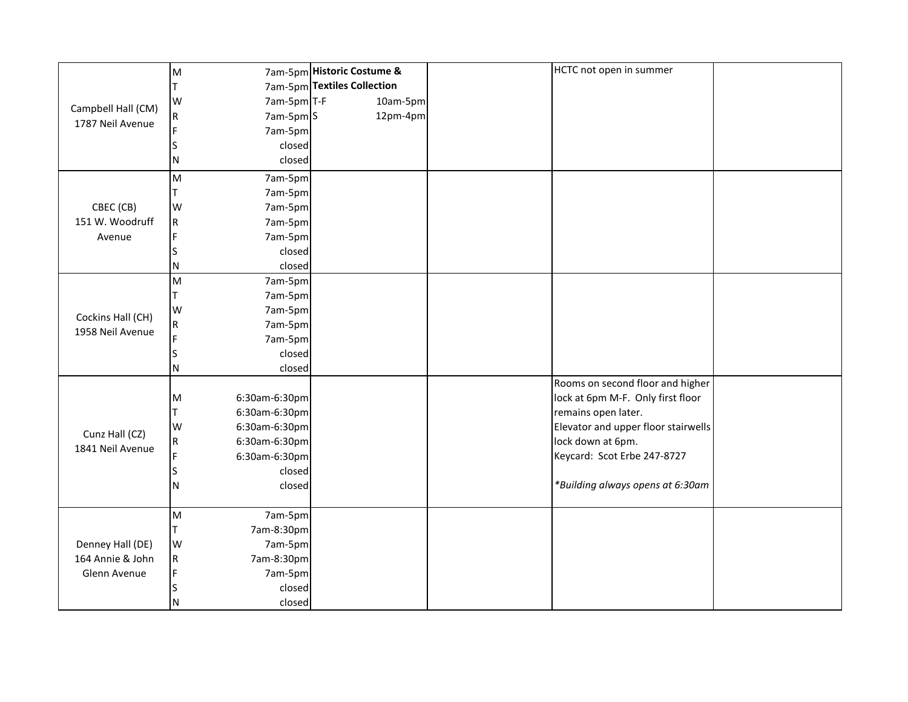| Building | Day | Hours | | | Notes | |
|---|---|---|---|---|---|---|
| Campbell Hall (CM) 1787 Neil Avenue | M | 7am-5pm | **Historic Costume & Textiles Collection** | | HCTC not open in summer | |
| | T | 7am-5pm | | | | |
| | W | 7am-5pm | T-F 10am-5pm | | | |
| | R | 7am-5pm | S 12pm-4pm | | | |
| | F | 7am-5pm | | | | |
| | S | closed | | | | |
| | N | closed | | | | |
| CBEC (CB) 151 W. Woodruff Avenue | M | 7am-5pm | | | | |
| | T | 7am-5pm | | | | |
| | W | 7am-5pm | | | | |
| | R | 7am-5pm | | | | |
| | F | 7am-5pm | | | | |
| | S | closed | | | | |
| | N | closed | | | | |
| Cockins Hall (CH) 1958 Neil Avenue | M | 7am-5pm | | | | |
| | T | 7am-5pm | | | | |
| | W | 7am-5pm | | | | |
| | R | 7am-5pm | | | | |
| | F | 7am-5pm | | | | |
| | S | closed | | | | |
| | N | closed | | | | |
| Cunz Hall (CZ) 1841 Neil Avenue | M | 6:30am-6:30pm | | | Rooms on second floor and higher lock at 6pm M-F. Only first floor remains open later. | |
| | T | 6:30am-6:30pm | | | Elevator and upper floor stairwells lock down at 6pm. | |
| | W | 6:30am-6:30pm | | | Keycard: Scot Erbe 247-8727 | |
| | R | 6:30am-6:30pm | | | | |
| | F | 6:30am-6:30pm | | | *Building always opens at 6:30am* | |
| | S | closed | | | | |
| | N | closed | | | | |
| Denney Hall (DE) 164 Annie & John Glenn Avenue | M | 7am-5pm | | | | |
| | T | 7am-8:30pm | | | | |
| | W | 7am-5pm | | | | |
| | R | 7am-8:30pm | | | | |
| | F | 7am-5pm | | | | |
| | S | closed | | | | |
| | N | closed | | | | |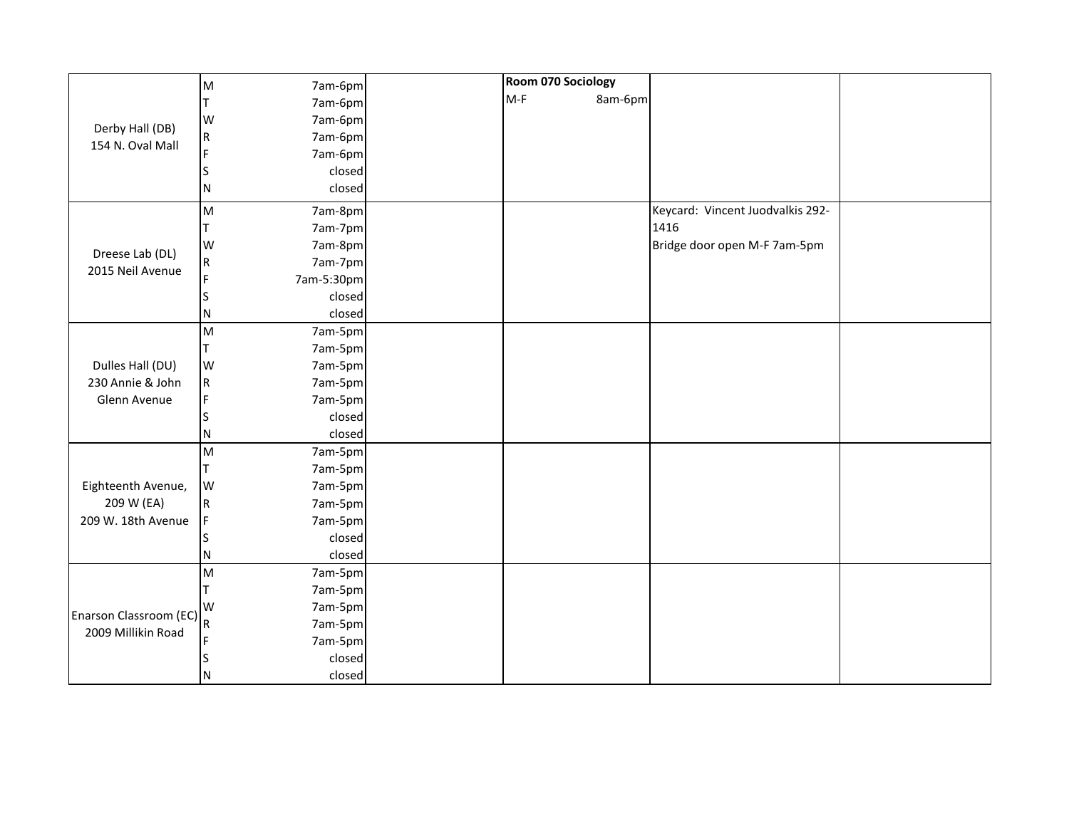| | | | | | | |
|---|---|---|---|---|---|---|
| Derby Hall (DB) 154 N. Oval Mall | M | 7am-6pm | | **Room 070 Sociology** | | |
| | T | 7am-6pm | | M-F 8am-6pm | | |
| | W | 7am-6pm | | | | |
| | R | 7am-6pm | | | | |
| | F | 7am-6pm | | | | |
| | S | closed | | | | |
| | N | closed | | | | |
| Dreese Lab (DL) 2015 Neil Avenue | M | 7am-8pm | | | Keycard: Vincent Juodvalkis 292-1416 | |
| | T | 7am-7pm | | | Bridge door open M-F 7am-5pm | |
| | W | 7am-8pm | | | | |
| | R | 7am-7pm | | | | |
| | F | 7am-5:30pm | | | | |
| | S | closed | | | | |
| | N | closed | | | | |
| Dulles Hall (DU) 230 Annie & John Glenn Avenue | M | 7am-5pm | | | | |
| | T | 7am-5pm | | | | |
| | W | 7am-5pm | | | | |
| | R | 7am-5pm | | | | |
| | F | 7am-5pm | | | | |
| | S | closed | | | | |
| | N | closed | | | | |
| Eighteenth Avenue, 209 W (EA) 209 W. 18th Avenue | M | 7am-5pm | | | | |
| | T | 7am-5pm | | | | |
| | W | 7am-5pm | | | | |
| | R | 7am-5pm | | | | |
| | F | 7am-5pm | | | | |
| | S | closed | | | | |
| | N | closed | | | | |
| Enarson Classroom (EC) 2009 Millikin Road | M | 7am-5pm | | | | |
| | T | 7am-5pm | | | | |
| | W | 7am-5pm | | | | |
| | R | 7am-5pm | | | | |
| | F | 7am-5pm | | | | |
| | S | closed | | | | |
| | N | closed | | | | |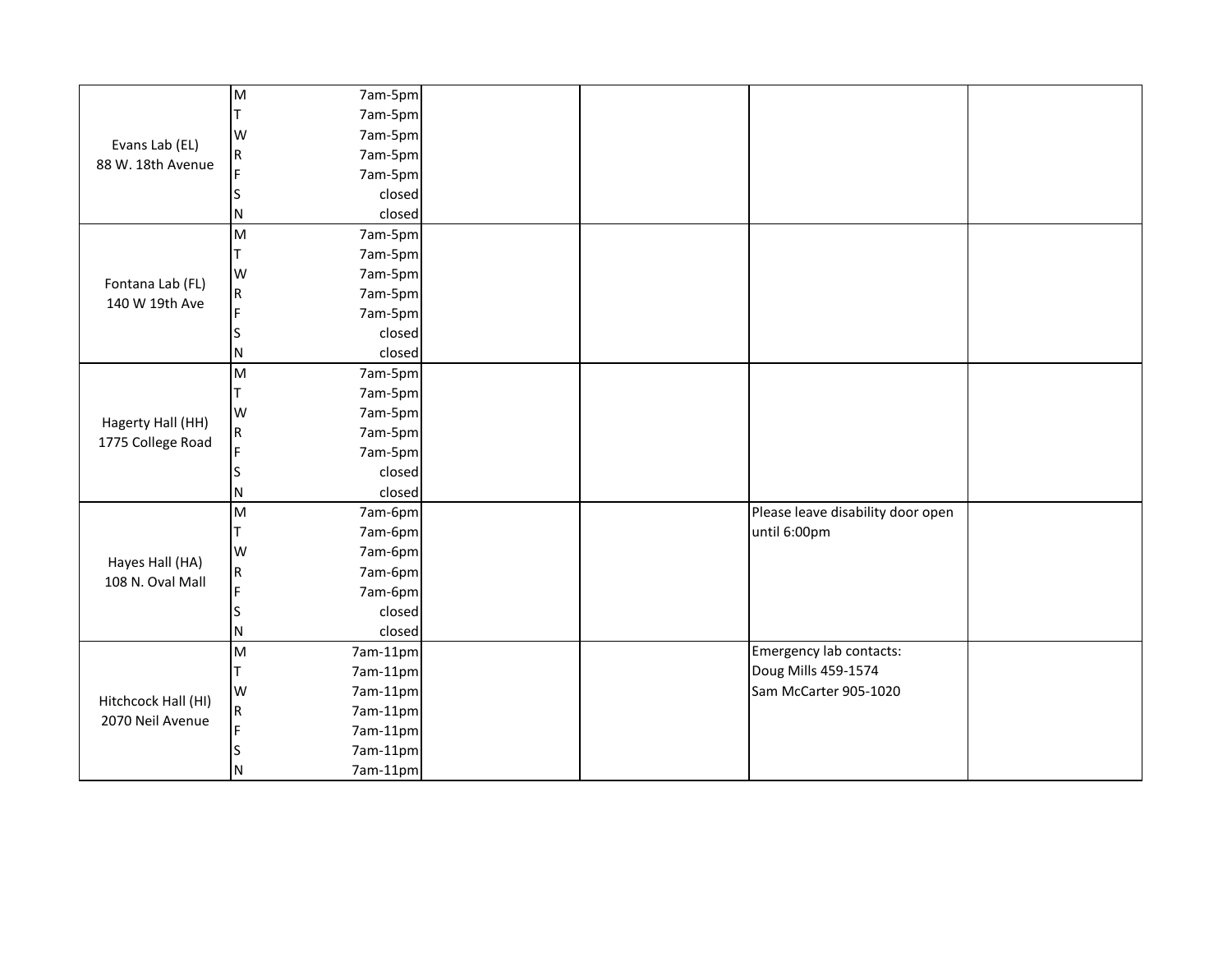| | | | | | | |
|---|---|---|---|---|---|---|
| Evans Lab (EL) 88 W. 18th Avenue | M | 7am-5pm | | | | |
| | T | 7am-5pm | | | | |
| | W | 7am-5pm | | | | |
| | R | 7am-5pm | | | | |
| | F | 7am-5pm | | | | |
| | S | closed | | | | |
| | N | closed | | | | |
| Fontana Lab (FL) 140 W 19th Ave | M | 7am-5pm | | | | |
| | T | 7am-5pm | | | | |
| | W | 7am-5pm | | | | |
| | R | 7am-5pm | | | | |
| | F | 7am-5pm | | | | |
| | S | closed | | | | |
| | N | closed | | | | |
| Hagerty Hall (HH) 1775 College Road | M | 7am-5pm | | | | |
| | T | 7am-5pm | | | | |
| | W | 7am-5pm | | | | |
| | R | 7am-5pm | | | | |
| | F | 7am-5pm | | | | |
| | S | closed | | | | |
| | N | closed | | | | |
| Hayes Hall (HA) 108 N. Oval Mall | M | 7am-6pm | | | Please leave disability door open until 6:00pm | |
| | T | 7am-6pm | | | | |
| | W | 7am-6pm | | | | |
| | R | 7am-6pm | | | | |
| | F | 7am-6pm | | | | |
| | S | closed | | | | |
| | N | closed | | | | |
| Hitchcock Hall (HI) 2070 Neil Avenue | M | 7am-11pm | | | Emergency lab contacts: Doug Mills 459-1574 Sam McCarter 905-1020 | |
| | T | 7am-11pm | | | | |
| | W | 7am-11pm | | | | |
| | R | 7am-11pm | | | | |
| | F | 7am-11pm | | | | |
| | S | 7am-11pm | | | | |
| | N | 7am-11pm | | | | |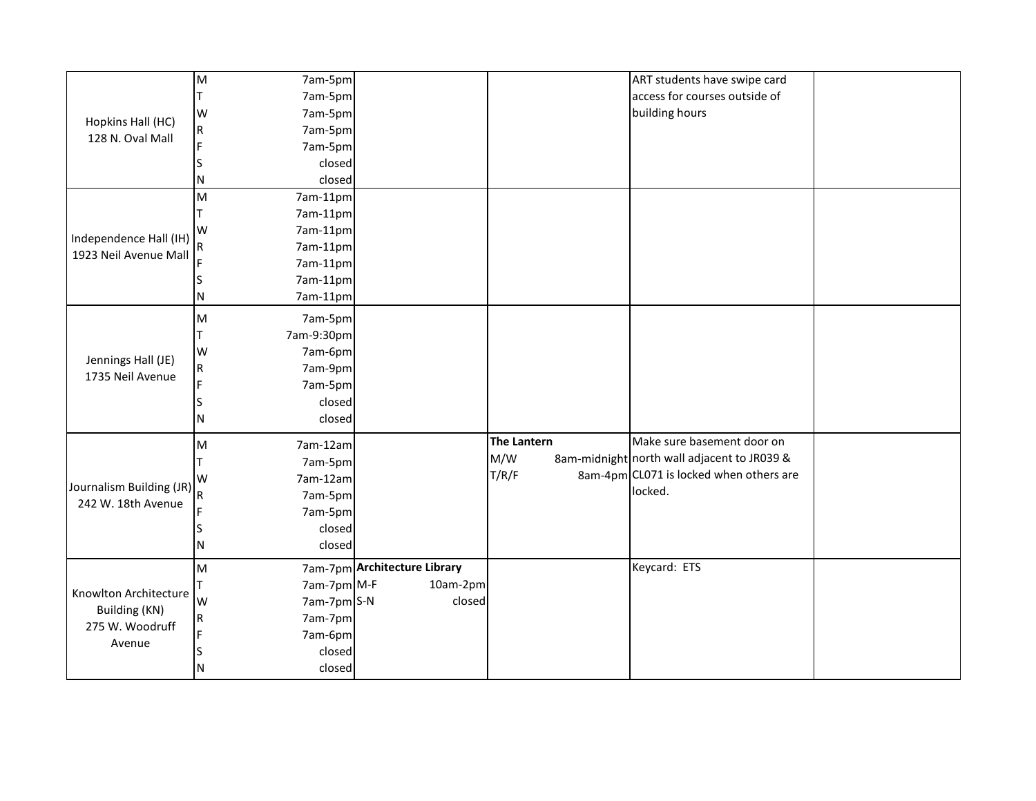| | | | | | | |
|---|---|---|---|---|---|---|
| Hopkins Hall (HC)<br>128 N. Oval Mall | M<br>T<br>W<br>R<br>F<br>S<br>N | 7am-5pm<br>7am-5pm<br>7am-5pm<br>7am-5pm<br>7am-5pm<br>closed<br>closed | | | ART students have swipe card access for courses outside of building hours | |
| Independence Hall (IH)<br>1923 Neil Avenue Mall | M<br>T<br>W<br>R<br>F<br>S<br>N | 7am-11pm<br>7am-11pm<br>7am-11pm<br>7am-11pm<br>7am-11pm<br>7am-11pm<br>7am-11pm | | | | |
| Jennings Hall (JE)<br>1735 Neil Avenue | M<br>T<br>W<br>R<br>F<br>S<br>N | 7am-5pm<br>7am-9:30pm<br>7am-6pm<br>7am-9pm<br>7am-5pm<br>closed<br>closed | | | | |
| Journalism Building (JR)<br>242 W. 18th Avenue | M<br>T<br>W<br>R<br>F<br>S<br>N | 7am-12am<br>7am-5pm<br>7am-12am<br>7am-5pm<br>7am-5pm<br>closed<br>closed | | **The Lantern**<br>M/W 8am-midnight<br>T/R/F 8am-4pm | Make sure basement door on north wall adjacent to JR039 & CL071 is locked when others are locked. | |
| Knowlton Architecture Building (KN)<br>275 W. Woodruff Avenue | M<br>T<br>W<br>R<br>F<br>S<br>N | 7am-7pm<br>7am-7pm<br>7am-7pm<br>7am-7pm<br>7am-6pm<br>closed<br>closed | **Architecture Library**<br>M-F 10am-2pm<br>S-N closed | | Keycard: ETS | |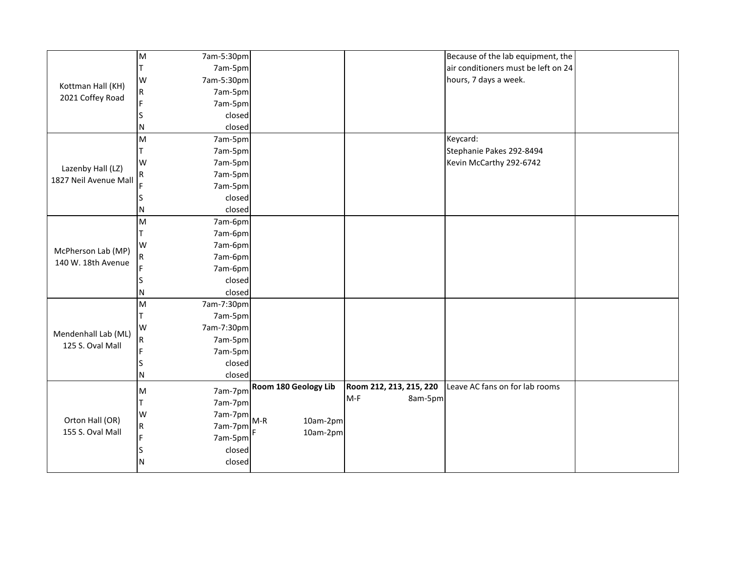| | | | | | | |
|---|---|---|---|---|---|---|
| Kottman Hall (KH)<br>2021 Coffey Road | M<br>T<br>W<br>R<br>F<br>S<br>N | 7am-5:30pm<br>7am-5pm<br>7am-5:30pm<br>7am-5pm<br>7am-5pm<br>closed<br>closed | | | Because of the lab equipment, the air conditioners must be left on 24 hours, 7 days a week. | |
| Lazenby Hall (LZ)<br>1827 Neil Avenue Mall | M<br>T<br>W<br>R<br>F<br>S<br>N | 7am-5pm<br>7am-5pm<br>7am-5pm<br>7am-5pm<br>7am-5pm<br>closed<br>closed | | | Keycard:<br>Stephanie Pakes 292-8494<br>Kevin McCarthy 292-6742 | |
| McPherson Lab (MP)<br>140 W. 18th Avenue | M<br>T<br>W<br>R<br>F<br>S<br>N | 7am-6pm<br>7am-6pm<br>7am-6pm<br>7am-6pm<br>7am-6pm<br>closed<br>closed | | | | |
| Mendenhall Lab (ML)<br>125 S. Oval Mall | M<br>T<br>W<br>R<br>F<br>S<br>N | 7am-7:30pm<br>7am-5pm<br>7am-7:30pm<br>7am-5pm<br>7am-5pm<br>closed<br>closed | | | | |
| Orton Hall (OR)<br>155 S. Oval Mall | M<br>T<br>W<br>R<br>F<br>S<br>N | 7am-7pm<br>7am-7pm<br>7am-7pm<br>7am-7pm<br>7am-5pm<br>closed<br>closed | **Room 180 Geology Lib**<br>M-R 10am-2pm<br>F 10am-2pm | **Room 212, 213, 215, 220**<br>M-F 8am-5pm | Leave AC fans on for lab rooms | |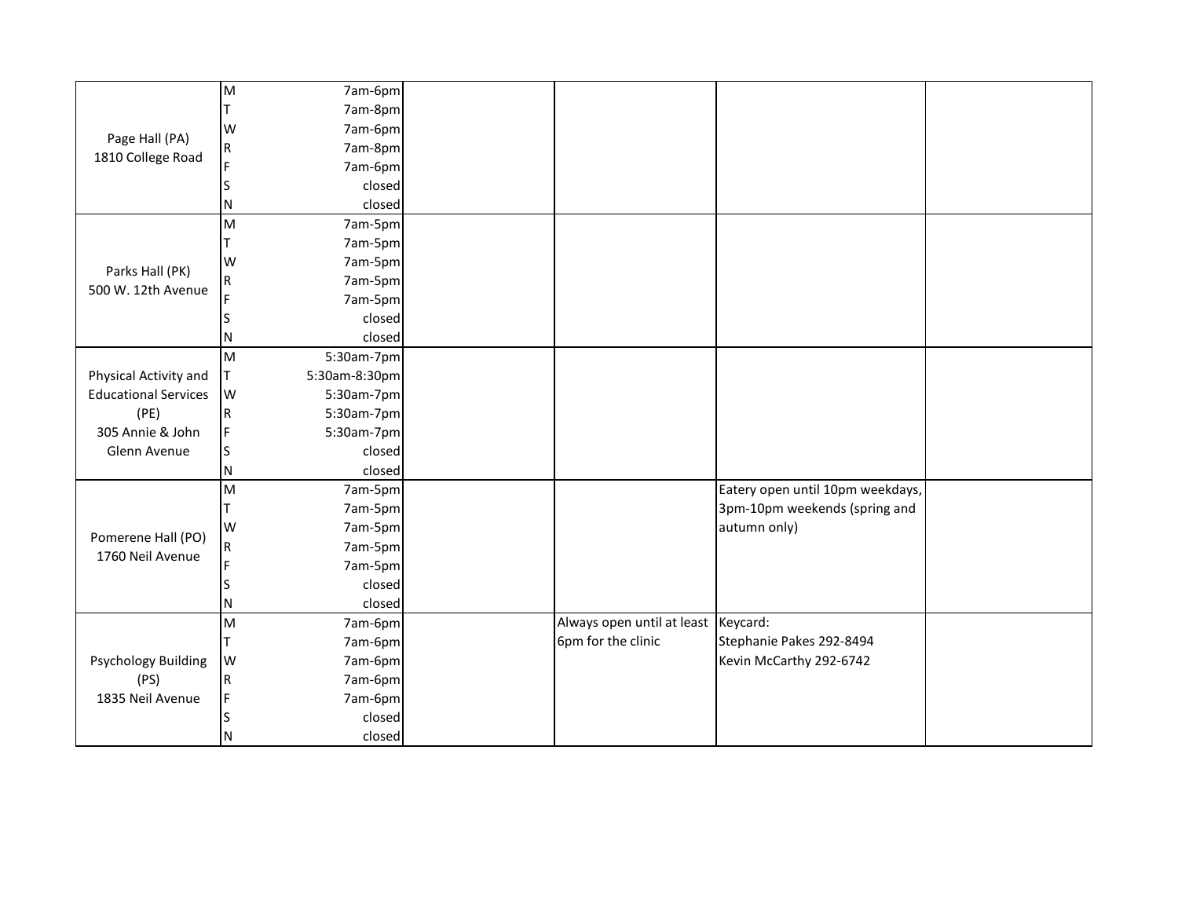| | | | | | | |
|---|---|---|---|---|---|---|
| Page Hall (PA) 1810 College Road | M | 7am-6pm | | | | |
| | T | 7am-8pm | | | | |
| | W | 7am-6pm | | | | |
| | R | 7am-8pm | | | | |
| | F | 7am-6pm | | | | |
| | S | closed | | | | |
| | N | closed | | | | |
| Parks Hall (PK) 500 W. 12th Avenue | M | 7am-5pm | | | | |
| | T | 7am-5pm | | | | |
| | W | 7am-5pm | | | | |
| | R | 7am-5pm | | | | |
| | F | 7am-5pm | | | | |
| | S | closed | | | | |
| | N | closed | | | | |
| Physical Activity and Educational Services (PE) 305 Annie & John Glenn Avenue | M | 5:30am-7pm | | | | |
| | T | 5:30am-8:30pm | | | | |
| | W | 5:30am-7pm | | | | |
| | R | 5:30am-7pm | | | | |
| | F | 5:30am-7pm | | | | |
| | S | closed | | | | |
| | N | closed | | | | |
| Pomerene Hall (PO) 1760 Neil Avenue | M | 7am-5pm | | | Eatery open until 10pm weekdays, 3pm-10pm weekends (spring and autumn only) | |
| | T | 7am-5pm | | | | |
| | W | 7am-5pm | | | | |
| | R | 7am-5pm | | | | |
| | F | 7am-5pm | | | | |
| | S | closed | | | | |
| | N | closed | | | | |
| Psychology Building (PS) 1835 Neil Avenue | M | 7am-6pm | | Always open until at least 6pm for the clinic | Keycard: Stephanie Pakes 292-8494 Kevin McCarthy 292-6742 | |
| | T | 7am-6pm | | | | |
| | W | 7am-6pm | | | | |
| | R | 7am-6pm | | | | |
| | F | 7am-6pm | | | | |
| | S | closed | | | | |
| | N | closed | | | | |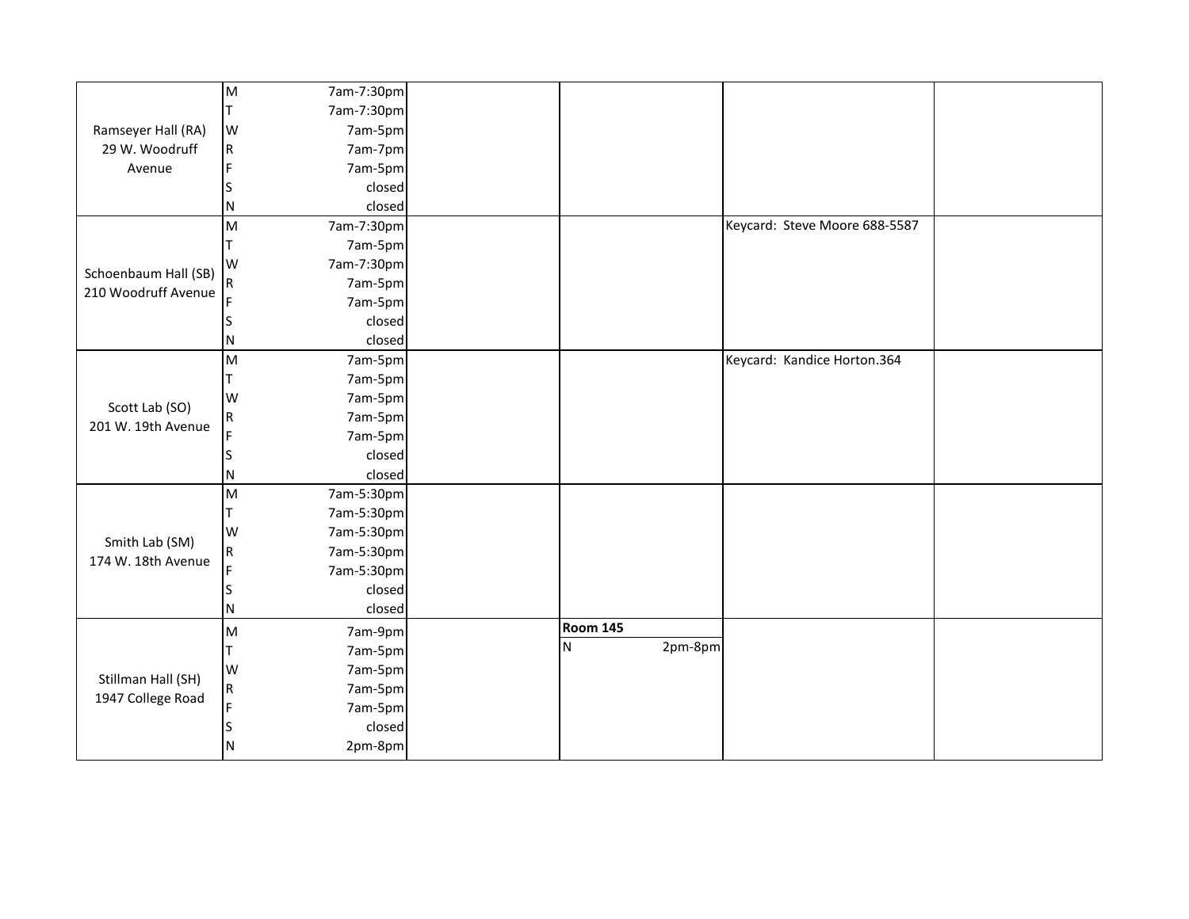| Building | Day | Hours | | | | | |
|---|---|---|---|---|---|---|---|
| Ramseyer Hall (RA) 29 W. Woodruff Avenue | M | 7am-7:30pm | | | | | |
| | T | 7am-7:30pm | | | | | |
| | W | 7am-5pm | | | | | |
| | R | 7am-7pm | | | | | |
| | F | 7am-5pm | | | | | |
| | S | closed | | | | | |
| | N | closed | | | | | |
| Schoenbaum Hall (SB) 210 Woodruff Avenue | M | 7am-7:30pm | | | | Keycard: Steve Moore 688-5587 | |
| | T | 7am-5pm | | | | | |
| | W | 7am-7:30pm | | | | | |
| | R | 7am-5pm | | | | | |
| | F | 7am-5pm | | | | | |
| | S | closed | | | | | |
| | N | closed | | | | | |
| Scott Lab (SO) 201 W. 19th Avenue | M | 7am-5pm | | | | Keycard: Kandice Horton.364 | |
| | T | 7am-5pm | | | | | |
| | W | 7am-5pm | | | | | |
| | R | 7am-5pm | | | | | |
| | F | 7am-5pm | | | | | |
| | S | closed | | | | | |
| | N | closed | | | | | |
| Smith Lab (SM) 174 W. 18th Avenue | M | 7am-5:30pm | | | | | |
| | T | 7am-5:30pm | | | | | |
| | W | 7am-5:30pm | | | | | |
| | R | 7am-5:30pm | | | | | |
| | F | 7am-5:30pm | | | | | |
| | S | closed | | | | | |
| | N | closed | | | | | |
| Stillman Hall (SH) 1947 College Road | M | 7am-9pm | | **Room 145** | | | |
| | T | 7am-5pm | | N | 2pm-8pm | | |
| | W | 7am-5pm | | | | | |
| | R | 7am-5pm | | | | | |
| | F | 7am-5pm | | | | | |
| | S | closed | | | | | |
| | N | 2pm-8pm | | | | | |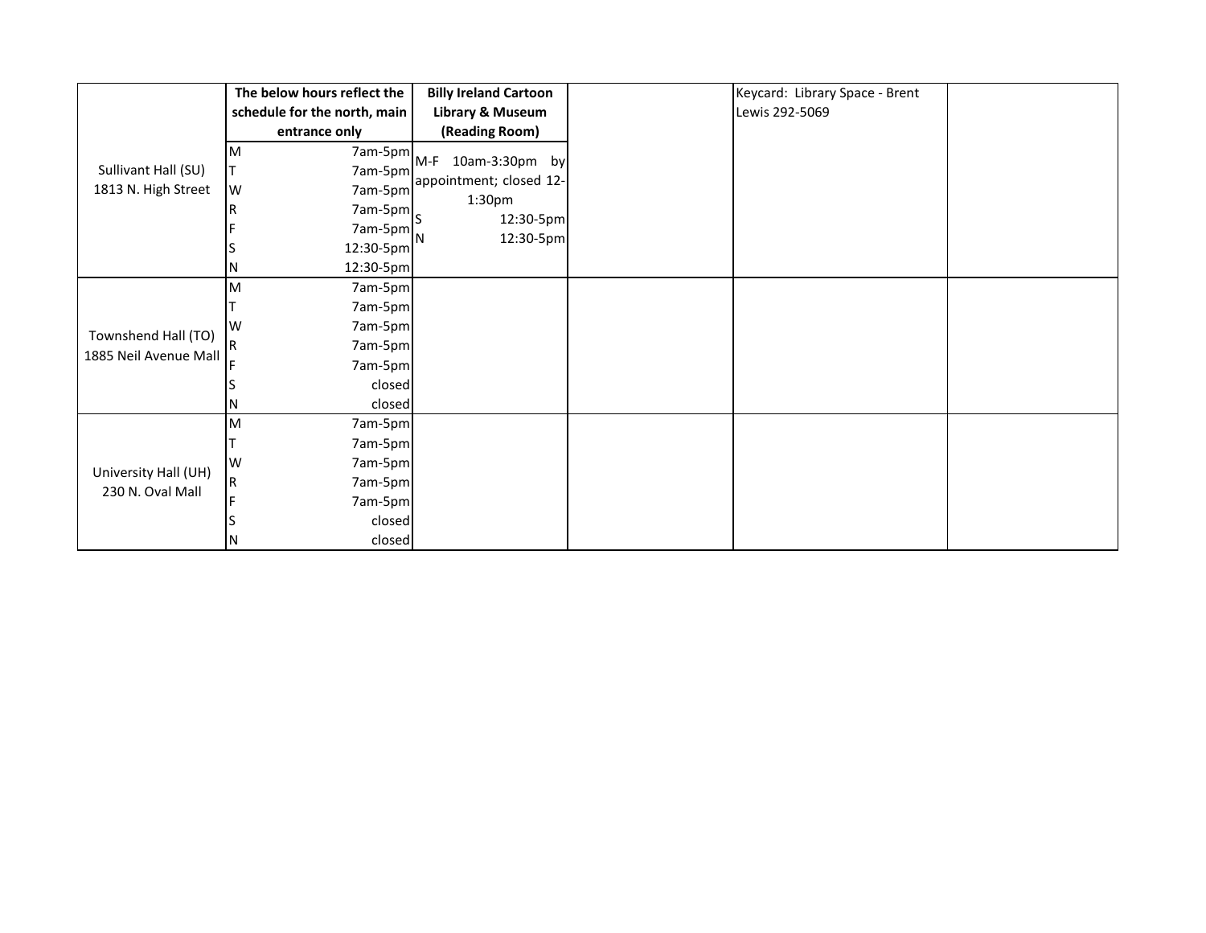| | | | | | |
|---|---|---|---|---|---|
| | **The below hours reflect the schedule for the north, main entrance only** | **Billy Ireland Cartoon Library & Museum (Reading Room)** | | Keycard: Library Space - Brent Lewis 292-5069 | |
| Sullivant Hall (SU) 1813 N. High Street | M 7am-5pm<br>T 7am-5pm<br>W 7am-5pm<br>R 7am-5pm<br>F 7am-5pm<br>S 12:30-5pm<br>N 12:30-5pm | M-F 10am-3:30pm by appointment; closed 12-1:30pm<br>S 12:30-5pm<br>N 12:30-5pm | | | |
| Townshend Hall (TO) 1885 Neil Avenue Mall | M 7am-5pm<br>T 7am-5pm<br>W 7am-5pm<br>R 7am-5pm<br>F 7am-5pm<br>S closed<br>N closed | | | | |
| University Hall (UH) 230 N. Oval Mall | M 7am-5pm<br>T 7am-5pm<br>W 7am-5pm<br>R 7am-5pm<br>F 7am-5pm<br>S closed<br>N closed | | | | |